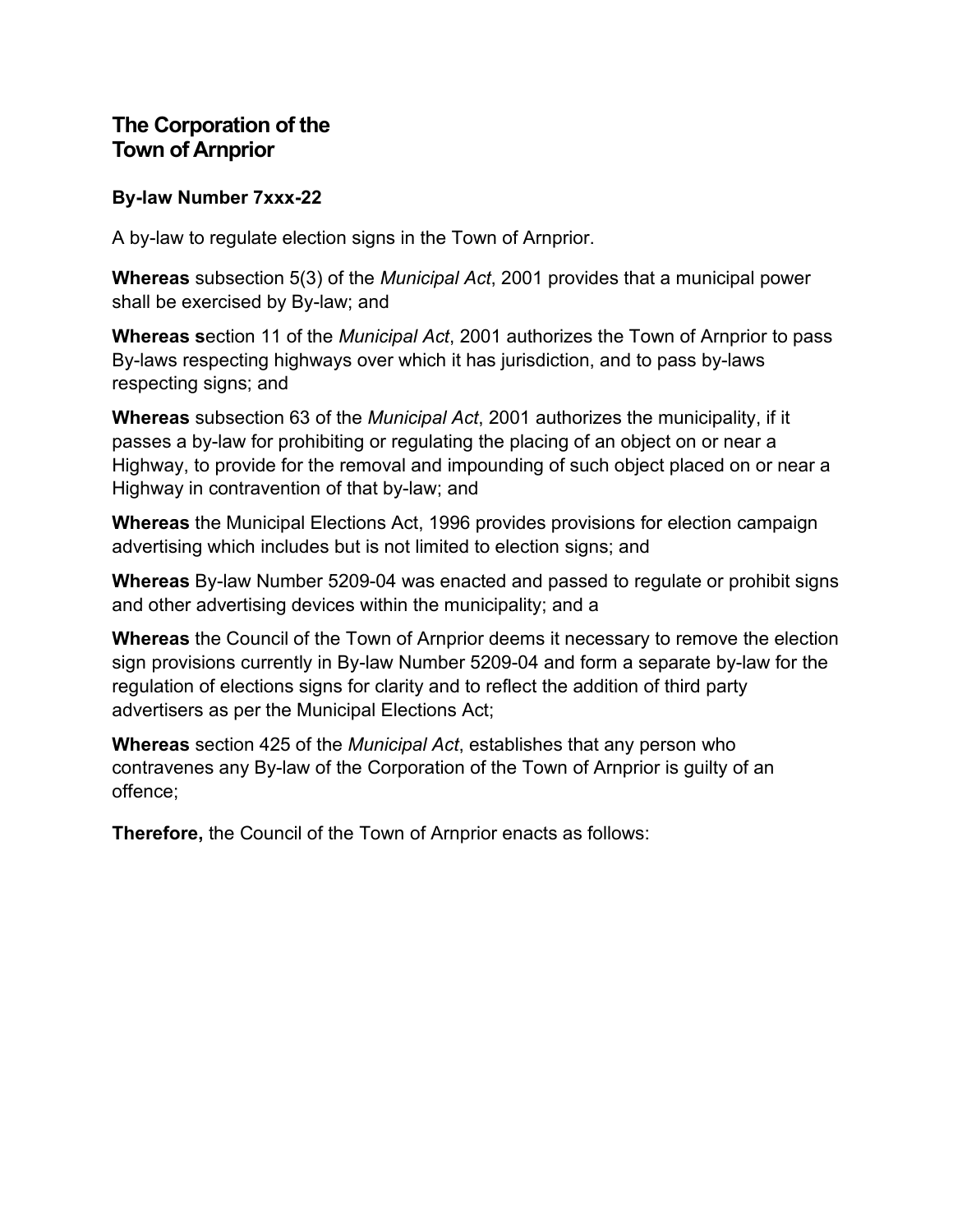## The Corporation of the Town of Arnprior

### By-law Number 7xxx-22

A by-law to regulate election signs in the Town of Arnprior.

**Whereas** subsection 5(3) of the *Municipal Act*, 2001 provides that a municipal power shall be exercised by By-law; and

**Whereas s**ection 11 of the *Municipal Act*, 2001 authorizes the Town of Arnprior to pass By-laws respecting highways over which it has jurisdiction, and to pass by-laws respecting signs; and

**Whereas** subsection 63 of the *Municipal Act*, 2001 authorizes the municipality, if it passes a by-law for prohibiting or regulating the placing of an object on or near a Highway, to provide for the removal and impounding of such object placed on or near a Highway in contravention of that by-law; and

**Whereas** the Municipal Elections Act, 1996 provides provisions for election campaign advertising which includes but is not limited to election signs; and

**Whereas** By-law Number 5209-04 was enacted and passed to regulate or prohibit signs and other advertising devices within the municipality; and a

**Whereas** the Council of the Town of Arnprior deems it necessary to remove the election sign provisions currently in By-law Number 5209-04 and form a separate by-law for the regulation of elections signs for clarity and to reflect the addition of third party advertisers as per the Municipal Elections Act;

**Whereas** section 425 of the *Municipal Act*, establishes that any person who contravenes any By-law of the Corporation of the Town of Arnprior is guilty of an offence;

**Therefore,** the Council of the Town of Arnprior enacts as follows: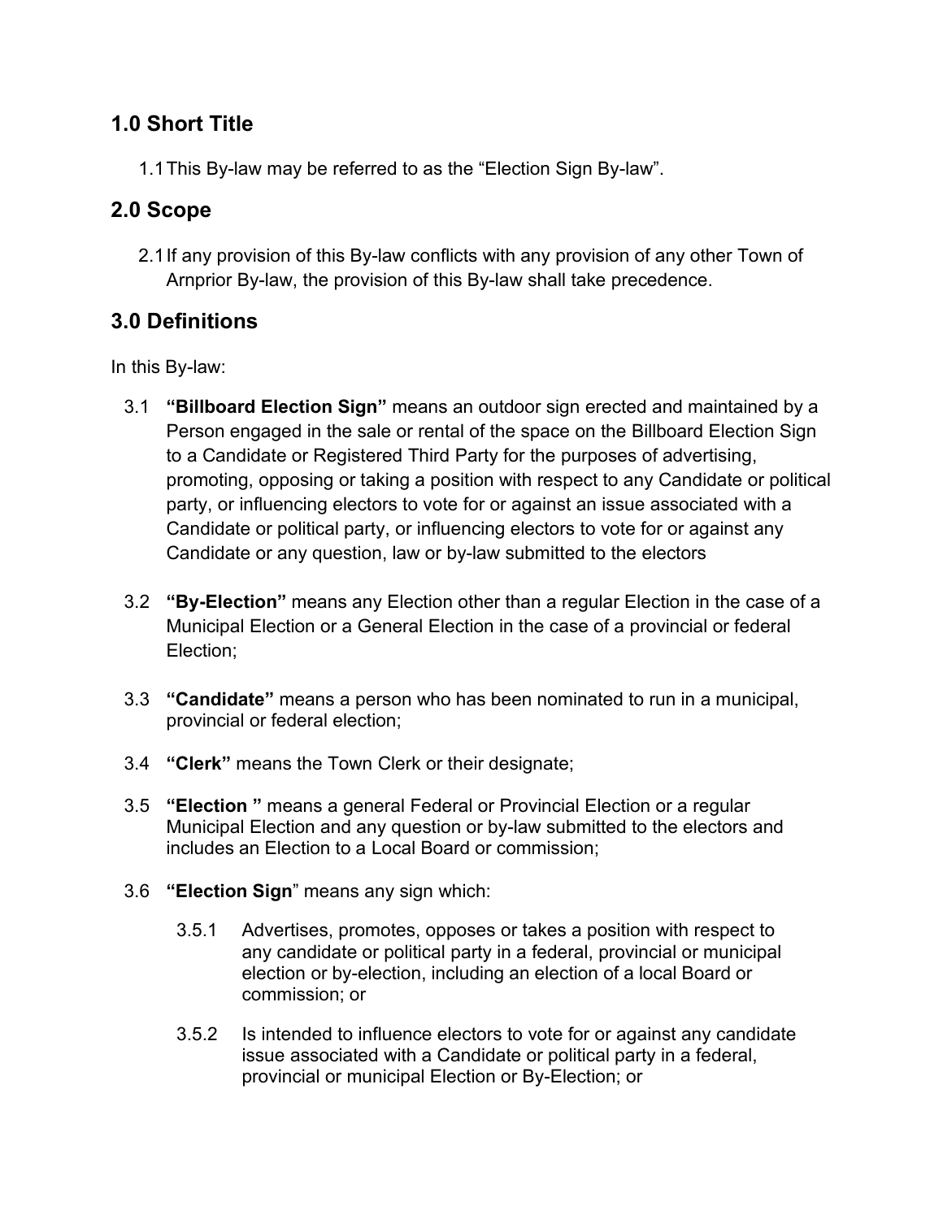## 1.0 Short Title

1.1 This By-law may be referred to as the "Election Sign By-law".

## 2.0 Scope

2.1 If any provision of this By-law conflicts with any provision of any other Town of Arnprior By-law, the provision of this By-law shall take precedence.

## 3.0 Definitions

In this By-law:

3.1 **"Billboard Election Sign"** means an outdoor sign erected and maintained by a Person engaged in the sale or rental of the space on the Billboard Election Sign to a Candidate or Registered Third Party for the purposes of advertising, promoting, opposing or taking a position with respect to any Candidate or political party, or influencing electors to vote for or against an issue associated with a Candidate or political party, or influencing electors to vote for or against any Candidate or any question, law or by-law submitted to the electors

3.2 **"By-Election"** means any Election other than a regular Election in the case of a Municipal Election or a General Election in the case of a provincial or federal Election;

3.3 **"Candidate"** means a person who has been nominated to run in a municipal, provincial or federal election;

3.4 **"Clerk"** means the Town Clerk or their designate;

3.5 **"Election "** means a general Federal or Provincial Election or a regular Municipal Election and any question or by-law submitted to the electors and includes an Election to a Local Board or commission;

3.6 **"Election Sign**" means any sign which:

3.5.1 Advertises, promotes, opposes or takes a position with respect to any candidate or political party in a federal, provincial or municipal election or by-election, including an election of a local Board or commission; or

3.5.2 Is intended to influence electors to vote for or against any candidate issue associated with a Candidate or political party in a federal, provincial or municipal Election or By-Election; or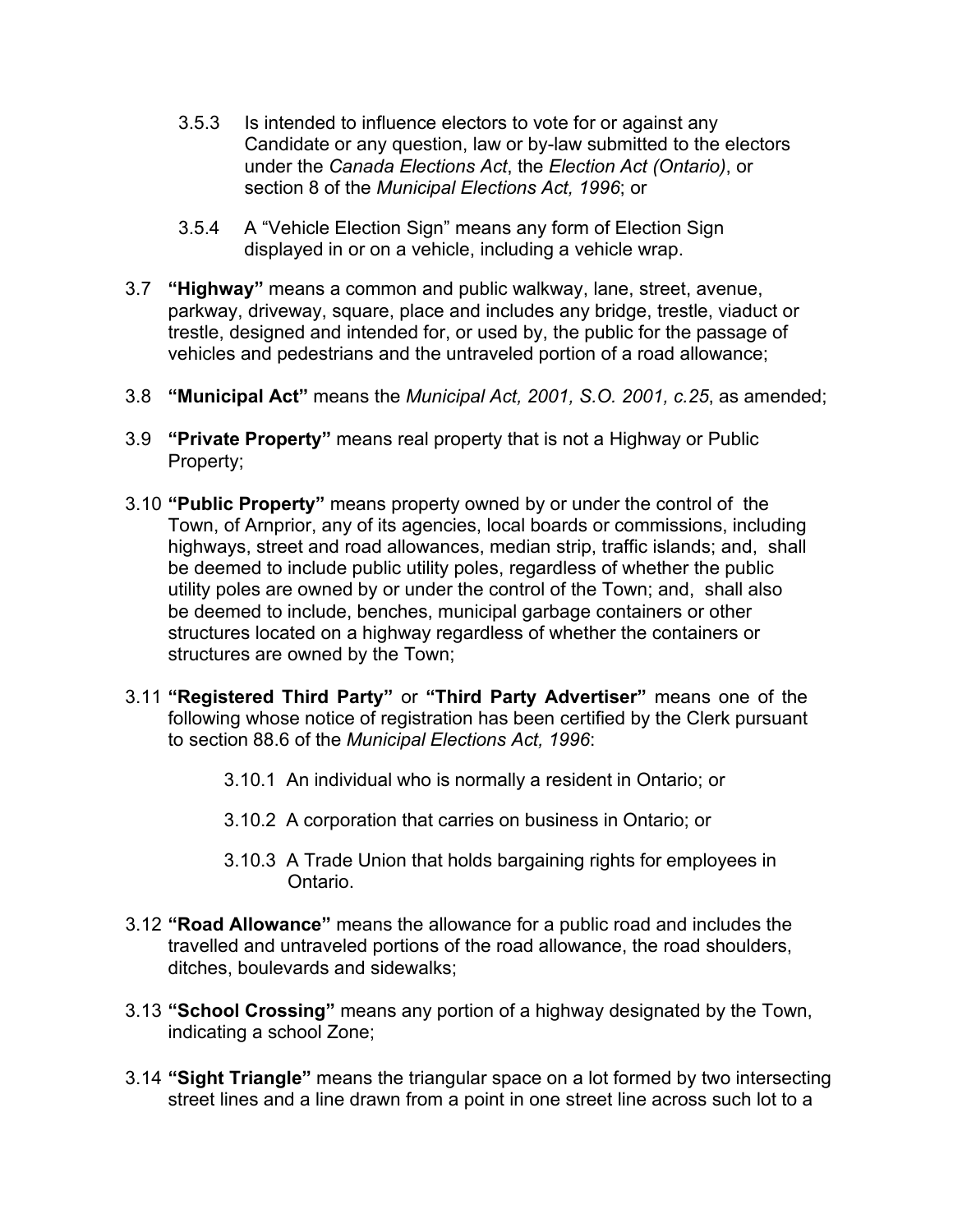3.5.3 Is intended to influence electors to vote for or against any Candidate or any question, law or by-law submitted to the electors under the *Canada Elections Act*, the *Election Act (Ontario)*, or section 8 of the *Municipal Elections Act, 1996*; or

3.5.4 A "Vehicle Election Sign" means any form of Election Sign displayed in or on a vehicle, including a vehicle wrap.

3.7 **"Highway"** means a common and public walkway, lane, street, avenue, parkway, driveway, square, place and includes any bridge, trestle, viaduct or trestle, designed and intended for, or used by, the public for the passage of vehicles and pedestrians and the untraveled portion of a road allowance;

3.8 **"Municipal Act"** means the *Municipal Act, 2001, S.O. 2001, c.25*, as amended;

3.9 **"Private Property"** means real property that is not a Highway or Public Property;

3.10 **"Public Property"** means property owned by or under the control of the Town, of Arnprior, any of its agencies, local boards or commissions, including highways, street and road allowances, median strip, traffic islands; and, shall be deemed to include public utility poles, regardless of whether the public utility poles are owned by or under the control of the Town; and, shall also be deemed to include, benches, municipal garbage containers or other structures located on a highway regardless of whether the containers or structures are owned by the Town;

3.11 **"Registered Third Party"** or **"Third Party Advertiser"** means one of the following whose notice of registration has been certified by the Clerk pursuant to section 88.6 of the *Municipal Elections Act, 1996*:

3.10.1 An individual who is normally a resident in Ontario; or

3.10.2 A corporation that carries on business in Ontario; or

3.10.3 A Trade Union that holds bargaining rights for employees in Ontario.

3.12 **"Road Allowance"** means the allowance for a public road and includes the travelled and untraveled portions of the road allowance, the road shoulders, ditches, boulevards and sidewalks;

3.13 **"School Crossing"** means any portion of a highway designated by the Town, indicating a school Zone;

3.14 **"Sight Triangle"** means the triangular space on a lot formed by two intersecting street lines and a line drawn from a point in one street line across such lot to a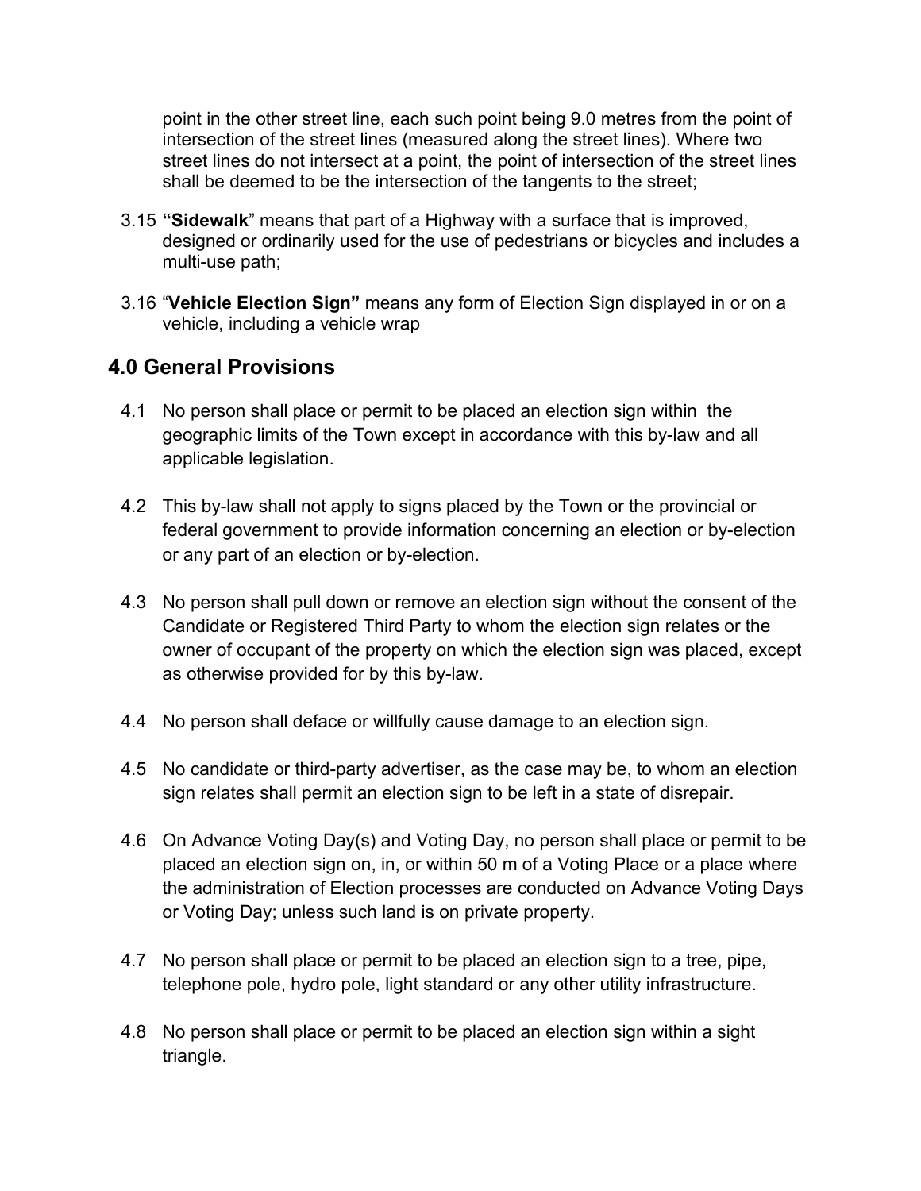point in the other street line, each such point being 9.0 metres from the point of intersection of the street lines (measured along the street lines). Where two street lines do not intersect at a point, the point of intersection of the street lines shall be deemed to be the intersection of the tangents to the street;

3.15 **"Sidewalk**" means that part of a Highway with a surface that is improved, designed or ordinarily used for the use of pedestrians or bicycles and includes a multi-use path;

3.16 "**Vehicle Election Sign"** means any form of Election Sign displayed in or on a vehicle, including a vehicle wrap

## 4.0 General Provisions

4.1 No person shall place or permit to be placed an election sign within the geographic limits of the Town except in accordance with this by-law and all applicable legislation.

4.2 This by-law shall not apply to signs placed by the Town or the provincial or federal government to provide information concerning an election or by-election or any part of an election or by-election.

4.3 No person shall pull down or remove an election sign without the consent of the Candidate or Registered Third Party to whom the election sign relates or the owner of occupant of the property on which the election sign was placed, except as otherwise provided for by this by-law.

4.4 No person shall deface or willfully cause damage to an election sign.

4.5 No candidate or third-party advertiser, as the case may be, to whom an election sign relates shall permit an election sign to be left in a state of disrepair.

4.6 On Advance Voting Day(s) and Voting Day, no person shall place or permit to be placed an election sign on, in, or within 50 m of a Voting Place or a place where the administration of Election processes are conducted on Advance Voting Days or Voting Day; unless such land is on private property.

4.7 No person shall place or permit to be placed an election sign to a tree, pipe, telephone pole, hydro pole, light standard or any other utility infrastructure.

4.8 No person shall place or permit to be placed an election sign within a sight triangle.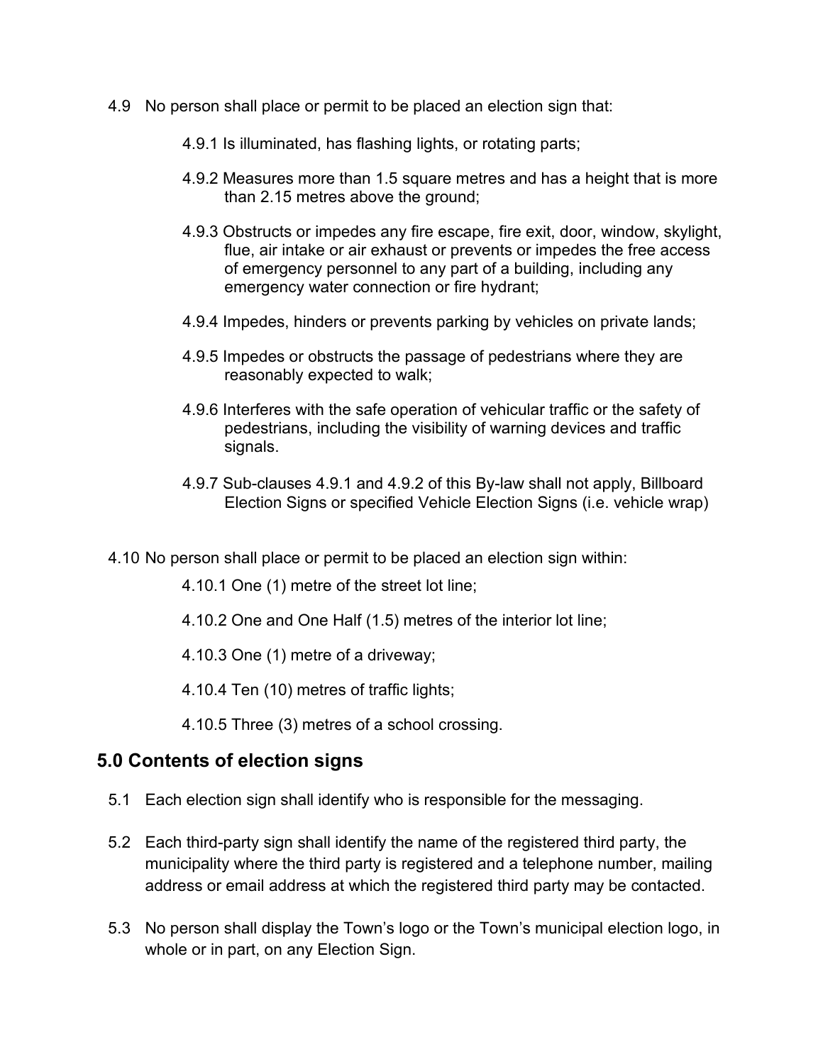4.9 No person shall place or permit to be placed an election sign that:

- 4.9.1 Is illuminated, has flashing lights, or rotating parts;
- 4.9.2 Measures more than 1.5 square metres and has a height that is more than 2.15 metres above the ground;
- 4.9.3 Obstructs or impedes any fire escape, fire exit, door, window, skylight, flue, air intake or air exhaust or prevents or impedes the free access of emergency personnel to any part of a building, including any emergency water connection or fire hydrant;
- 4.9.4 Impedes, hinders or prevents parking by vehicles on private lands;
- 4.9.5 Impedes or obstructs the passage of pedestrians where they are reasonably expected to walk;
- 4.9.6 Interferes with the safe operation of vehicular traffic or the safety of pedestrians, including the visibility of warning devices and traffic signals.
- 4.9.7 Sub-clauses 4.9.1 and 4.9.2 of this By-law shall not apply, Billboard Election Signs or specified Vehicle Election Signs (i.e. vehicle wrap)

4.10 No person shall place or permit to be placed an election sign within:

- 4.10.1 One (1) metre of the street lot line;
- 4.10.2 One and One Half (1.5) metres of the interior lot line;
- 4.10.3 One (1) metre of a driveway;
- 4.10.4 Ten (10) metres of traffic lights;
- 4.10.5 Three (3) metres of a school crossing.

## 5.0 Contents of election signs

5.1 Each election sign shall identify who is responsible for the messaging.

5.2 Each third-party sign shall identify the name of the registered third party, the municipality where the third party is registered and a telephone number, mailing address or email address at which the registered third party may be contacted.

5.3 No person shall display the Town's logo or the Town's municipal election logo, in whole or in part, on any Election Sign.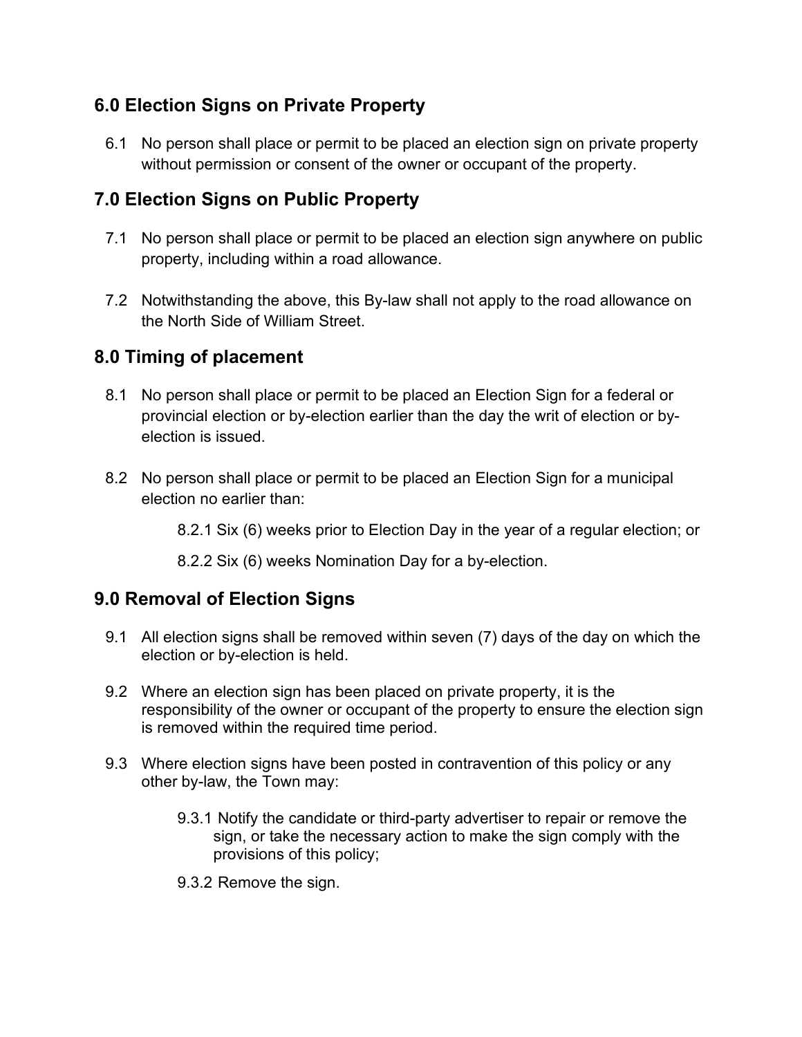## 6.0 Election Signs on Private Property

6.1 No person shall place or permit to be placed an election sign on private property without permission or consent of the owner or occupant of the property.

## 7.0 Election Signs on Public Property

7.1 No person shall place or permit to be placed an election sign anywhere on public property, including within a road allowance.

7.2 Notwithstanding the above, this By-law shall not apply to the road allowance on the North Side of William Street.

## 8.0 Timing of placement

8.1 No person shall place or permit to be placed an Election Sign for a federal or provincial election or by-election earlier than the day the writ of election or by-election is issued.

8.2 No person shall place or permit to be placed an Election Sign for a municipal election no earlier than:

8.2.1 Six (6) weeks prior to Election Day in the year of a regular election; or

8.2.2 Six (6) weeks Nomination Day for a by-election.

## 9.0 Removal of Election Signs

9.1 All election signs shall be removed within seven (7) days of the day on which the election or by-election is held.

9.2 Where an election sign has been placed on private property, it is the responsibility of the owner or occupant of the property to ensure the election sign is removed within the required time period.

9.3 Where election signs have been posted in contravention of this policy or any other by-law, the Town may:

9.3.1 Notify the candidate or third-party advertiser to repair or remove the sign, or take the necessary action to make the sign comply with the provisions of this policy;

9.3.2 Remove the sign.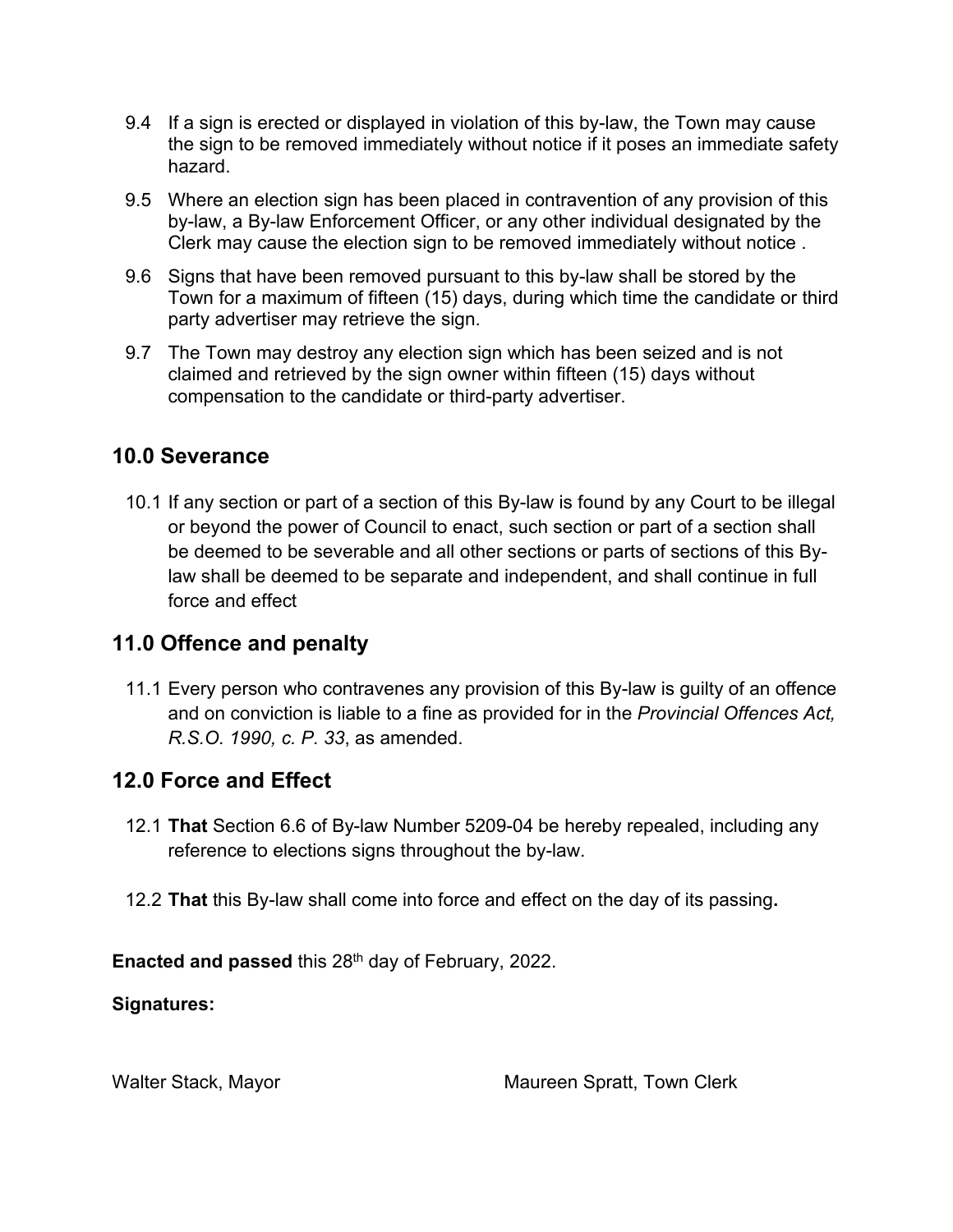9.4 If a sign is erected or displayed in violation of this by-law, the Town may cause the sign to be removed immediately without notice if it poses an immediate safety hazard.

9.5 Where an election sign has been placed in contravention of any provision of this by-law, a By-law Enforcement Officer, or any other individual designated by the Clerk may cause the election sign to be removed immediately without notice .

9.6 Signs that have been removed pursuant to this by-law shall be stored by the Town for a maximum of fifteen (15) days, during which time the candidate or third party advertiser may retrieve the sign.

9.7 The Town may destroy any election sign which has been seized and is not claimed and retrieved by the sign owner within fifteen (15) days without compensation to the candidate or third-party advertiser.

## 10.0 Severance

10.1 If any section or part of a section of this By-law is found by any Court to be illegal or beyond the power of Council to enact, such section or part of a section shall be deemed to be severable and all other sections or parts of sections of this By-law shall be deemed to be separate and independent, and shall continue in full force and effect

## 11.0 Offence and penalty

11.1 Every person who contravenes any provision of this By-law is guilty of an offence and on conviction is liable to a fine as provided for in the *Provincial Offences Act, R.S.O. 1990, c. P. 33*, as amended.

## 12.0 Force and Effect

12.1 **That** Section 6.6 of By-law Number 5209-04 be hereby repealed, including any reference to elections signs throughout the by-law.

12.2 **That** this By-law shall come into force and effect on the day of its passing**.**

**Enacted and passed** this 28th day of February, 2022.

**Signatures:**

Walter Stack, Mayor

Maureen Spratt, Town Clerk